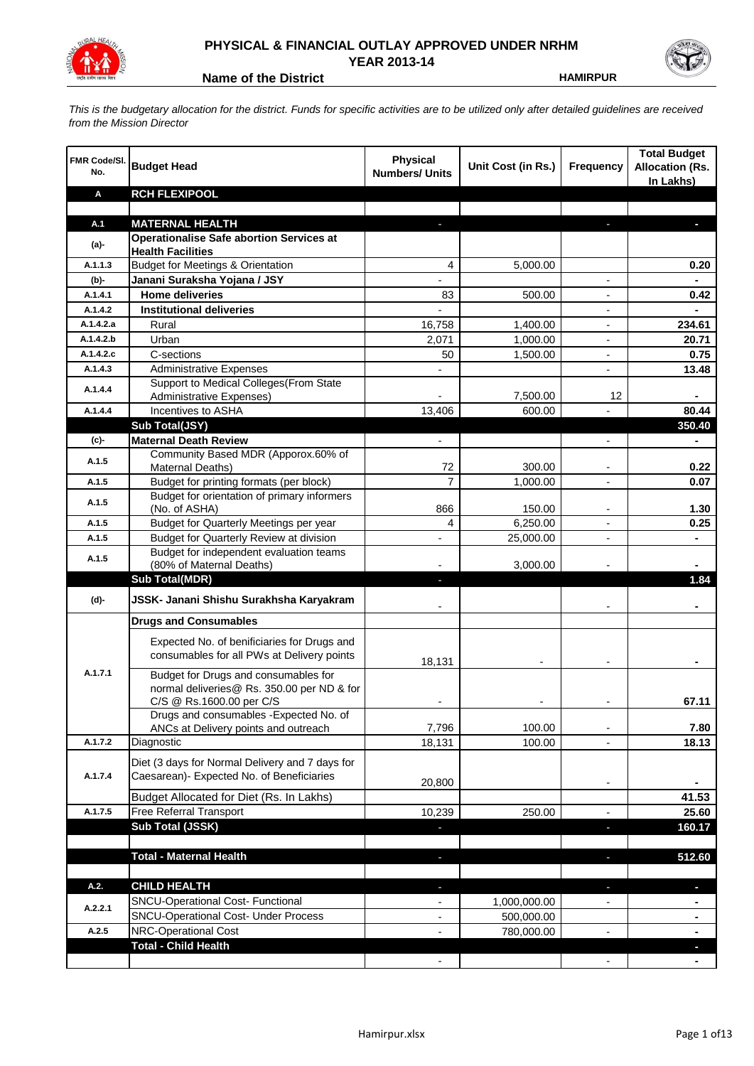# PHYSICAL & FINANCIAL OUTLAY APPROVED UNDER NRHM
## YEAR 2013-14

**Name of the District** HAMIRPUR

*This is the budgetary allocation for the district. Funds for specific activities are to be utilized only after detailed guidelines are received from the Mission Director*

| FMR Code/Sl. No. | Budget Head | Physical Numbers/ Units | Unit Cost (in Rs.) | Frequency | Total Budget Allocation (Rs. In Lakhs) |
|---|---|---|---|---|---|
| **A** | **RCH FLEXIPOOL** | | | | |
| | | | | | |
| **A.1** | **MATERNAL HEALTH** | - | | - | - |
| **(a)-** | **Operationalise Safe abortion Services at Health Facilities** | | | | |
| A.1.1.3 | Budget for Meetings & Orientation | 4 | 5,000.00 | | **0.20** |
| **(b)-** | **Janani Suraksha Yojana / JSY** | - | | - | - |
| A.1.4.1 | **Home deliveries** | 83 | 500.00 | - | **0.42** |
| A.1.4.2 | **Institutional deliveries** | - | | - | - |
| A.1.4.2.a | Rural | 16,758 | 1,400.00 | - | **234.61** |
| A.1.4.2.b | Urban | 2,071 | 1,000.00 | - | **20.71** |
| A.1.4.2.c | C-sections | 50 | 1,500.00 | - | **0.75** |
| A.1.4.3 | Administrative Expenses | - | | - | **13.48** |
| A.1.4.4 | Support to Medical Colleges(From State Administrative Expenses) | - | 7,500.00 | 12 | - |
| A.1.4.4 | Incentives to ASHA | 13,406 | 600.00 | - | **80.44** |
| | **Sub Total(JSY)** | | | | **350.40** |
| **(c)-** | **Maternal Death Review** | - | | - | - |
| A.1.5 | Community Based MDR (Apporox.60% of Maternal Deaths) | 72 | 300.00 | - | **0.22** |
| A.1.5 | Budget for printing formats (per block) | 7 | 1,000.00 | - | **0.07** |
| A.1.5 | Budget for orientation of primary informers (No. of ASHA) | 866 | 150.00 | - | **1.30** |
| A.1.5 | Budget for Quarterly Meetings per year | 4 | 6,250.00 | - | **0.25** |
| A.1.5 | Budget for Quarterly Review at division | - | 25,000.00 | - | - |
| A.1.5 | Budget for independent evaluation teams (80% of Maternal Deaths) | - | 3,000.00 | - | - |
| | **Sub Total(MDR)** | - | | | **1.84** |
| **(d)-** | **JSSK- Janani Shishu Surakhsha Karyakram** | - | | - | - |
| | **Drugs and Consumables** | | | | |
| A.1.7.1 | Expected No. of benificiaries for Drugs and consumables for all PWs at Delivery points | 18,131 | - | - | - |
| | Budget for Drugs and consumables for normal deliveries@ Rs. 350.00 per ND & for C/S @ Rs.1600.00 per C/S | - | - | - | **67.11** |
| | Drugs and consumables -Expected No. of ANCs at Delivery points and outreach | 7,796 | 100.00 | - | **7.80** |
| A.1.7.2 | Diagnostic | 18,131 | 100.00 | - | **18.13** |
| A.1.7.4 | Diet (3 days for Normal Delivery and 7 days for Caesarean)- Expected No. of Beneficiaries | 20,800 | | - | - |
| | Budget Allocated for Diet (Rs. In Lakhs) | | | | **41.53** |
| A.1.7.5 | Free Referral Transport | 10,239 | 250.00 | - | **25.60** |
| | **Sub Total (JSSK)** | - | | - | **160.17** |
| | | | | | |
| | **Total - Maternal Health** | - | | - | **512.60** |
| | | | | | |
| **A.2.** | **CHILD HEALTH** | - | | - | - |
| A.2.2.1 | SNCU-Operational Cost- Functional | - | 1,000,000.00 | - | - |
| | SNCU-Operational Cost- Under Process | - | 500,000.00 | | - |
| A.2.5 | NRC-Operational Cost | - | 780,000.00 | - | - |
| | **Total - Child Health** | | | | - |
| | | - | | - | - |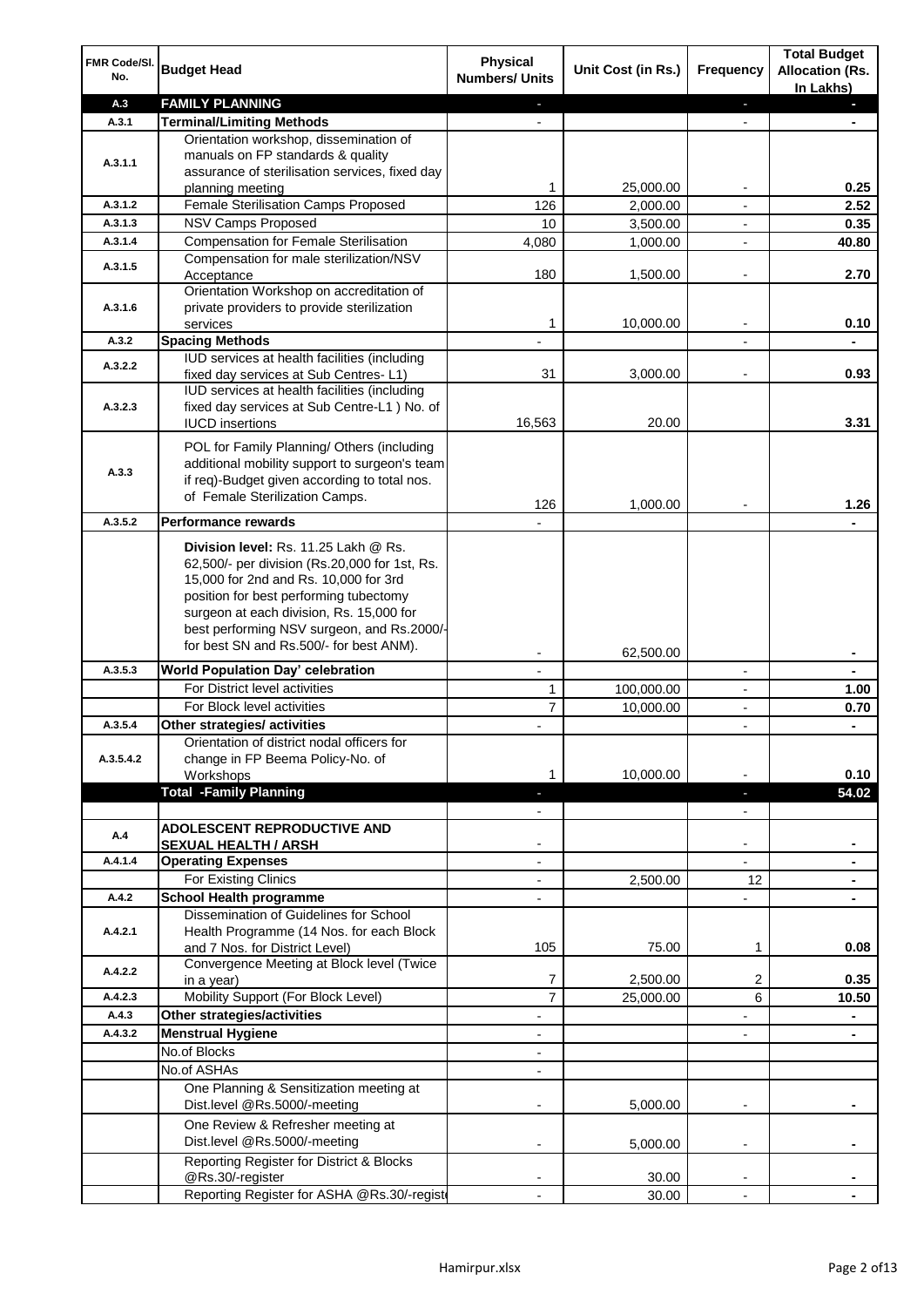| FMR Code/Sl. No. | Budget Head | Physical Numbers/ Units | Unit Cost (in Rs.) | Frequency | Total Budget Allocation (Rs. In Lakhs) |
|---|---|---|---|---|---|
| A.3 | **FAMILY PLANNING** | - | | - | - |
| A.3.1 | **Terminal/Limiting Methods** | - | | - | - |
| A.3.1.1 | Orientation workshop, dissemination of manuals on FP standards & quality assurance of sterilisation services, fixed day planning meeting | 1 | 25,000.00 | - | **0.25** |
| A.3.1.2 | Female Sterilisation Camps Proposed | 126 | 2,000.00 | - | **2.52** |
| A.3.1.3 | NSV Camps Proposed | 10 | 3,500.00 | - | **0.35** |
| A.3.1.4 | Compensation for Female Sterilisation | 4,080 | 1,000.00 | - | **40.80** |
| A.3.1.5 | Compensation for male sterilization/NSV Acceptance | 180 | 1,500.00 | - | **2.70** |
| A.3.1.6 | Orientation Workshop on accreditation of private providers to provide sterilization services | 1 | 10,000.00 | - | **0.10** |
| A.3.2 | **Spacing Methods** | - | | - | - |
| A.3.2.2 | IUD services at health facilities (including fixed day services at Sub Centres- L1) | 31 | 3,000.00 | - | **0.93** |
| A.3.2.3 | IUD services at health facilities (including fixed day services at Sub Centre-L1 ) No. of IUCD insertions | 16,563 | 20.00 | | **3.31** |
| A.3.3 | POL for Family Planning/ Others (including additional mobility support to surgeon's team if req)-Budget given according to total nos. of Female Sterilization Camps. | 126 | 1,000.00 | - | **1.26** |
| A.3.5.2 | **Performance rewards** | - | | | - |
| | **Division level:** Rs. 11.25 Lakh @ Rs. 62,500/- per division (Rs.20,000 for 1st, Rs. 15,000 for 2nd and Rs. 10,000 for 3rd position for best performing tubectomy surgeon at each division, Rs. 15,000 for best performing NSV surgeon, and Rs.2000/- for best SN and Rs.500/- for best ANM). | - | 62,500.00 | | - |
| A.3.5.3 | **World Population Day' celebration** | - | | - | - |
| | For District level activities | 1 | 100,000.00 | - | **1.00** |
| | For Block level activities | 7 | 10,000.00 | - | **0.70** |
| A.3.5.4 | **Other strategies/ activities** | - | | - | - |
| A.3.5.4.2 | Orientation of district nodal officers for change in FP Beema Policy-No. of Workshops | 1 | 10,000.00 | - | **0.10** |
| | **Total -Family Planning** | - | | - | **54.02** |
| | | - | | - | |
| A.4 | **ADOLESCENT REPRODUCTIVE AND SEXUAL HEALTH / ARSH** | - | | - | - |
| A.4.1.4 | **Operating Expenses** | - | | - | - |
| | For Existing Clinics | - | 2,500.00 | 12 | - |
| A.4.2 | **School Health programme** | - | | - | - |
| A.4.2.1 | Dissemination of Guidelines for School Health Programme (14 Nos. for each Block and 7 Nos. for District Level) | 105 | 75.00 | 1 | **0.08** |
| A.4.2.2 | Convergence Meeting at Block level (Twice in a year) | 7 | 2,500.00 | 2 | **0.35** |
| A.4.2.3 | Mobility Support (For Block Level) | 7 | 25,000.00 | 6 | **10.50** |
| A.4.3 | **Other strategies/activities** | - | | - | - |
| A.4.3.2 | **Menstrual Hygiene** | - | | - | - |
| | No.of Blocks | - | | | |
| | No.of ASHAs | - | | | |
| | One Planning & Sensitization meeting at Dist.level @Rs.5000/-meeting | - | 5,000.00 | - | - |
| | One Review & Refresher meeting at Dist.level @Rs.5000/-meeting | - | 5,000.00 | - | - |
| | Reporting Register for District & Blocks @Rs.30/-register | - | 30.00 | - | - |
| | Reporting Register for ASHA @Rs.30/-registe | - | 30.00 | - | - |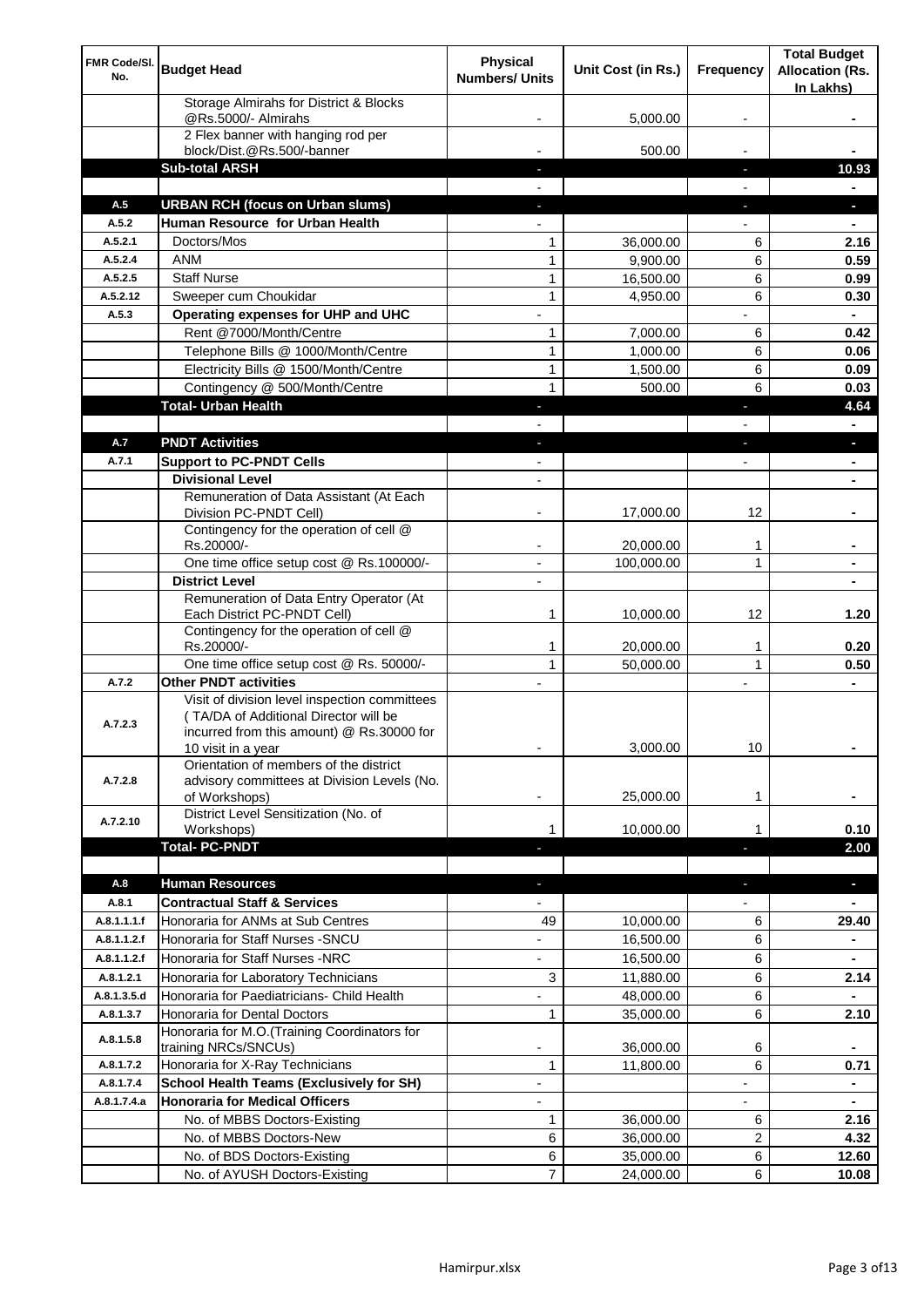| FMR Code/Sl. No. | Budget Head | Physical Numbers/ Units | Unit Cost (in Rs.) | Frequency | Total Budget Allocation (Rs. In Lakhs) |
|---|---|---|---|---|---|
| | Storage Almirahs for District & Blocks @Rs.5000/- Almirahs | - | 5,000.00 | - | - |
| | 2 Flex banner with hanging rod per block/Dist.@Rs.500/-banner | - | 500.00 | - | - |
| | **Sub-total ARSH** | - | | - | **10.93** |
| | | - | | - | - |
| **A.5** | **URBAN RCH (focus on Urban slums)** | - | | - | - |
| A.5.2 | **Human Resource for Urban Health** | - | | - | - |
| A.5.2.1 | Doctors/Mos | 1 | 36,000.00 | 6 | **2.16** |
| A.5.2.4 | ANM | 1 | 9,900.00 | 6 | **0.59** |
| A.5.2.5 | Staff Nurse | 1 | 16,500.00 | 6 | **0.99** |
| A.5.2.12 | Sweeper cum Choukidar | 1 | 4,950.00 | 6 | **0.30** |
| A.5.3 | **Operating expenses for UHP and UHC** | - | | - | - |
| | Rent @7000/Month/Centre | 1 | 7,000.00 | 6 | **0.42** |
| | Telephone Bills @ 1000/Month/Centre | 1 | 1,000.00 | 6 | **0.06** |
| | Electricity Bills @ 1500/Month/Centre | 1 | 1,500.00 | 6 | **0.09** |
| | Contingency @ 500/Month/Centre | 1 | 500.00 | 6 | **0.03** |
| | **Total- Urban Health** | - | | - | **4.64** |
| | | - | | - | - |
| **A.7** | **PNDT Activities** | - | | - | - |
| A.7.1 | **Support to PC-PNDT Cells** | - | | - | - |
| | **Divisional Level** | - | | | - |
| | Remuneration of Data Assistant (At Each Division PC-PNDT Cell) | - | 17,000.00 | 12 | - |
| | Contingency for the operation of cell @ Rs.20000/- | - | 20,000.00 | 1 | - |
| | One time office setup cost @ Rs.100000/- | - | 100,000.00 | 1 | - |
| | **District Level** | - | | | - |
| | Remuneration of Data Entry Operator (At Each District PC-PNDT Cell) | 1 | 10,000.00 | 12 | **1.20** |
| | Contingency for the operation of cell @ Rs.20000/- | 1 | 20,000.00 | 1 | **0.20** |
| | One time office setup cost @ Rs. 50000/- | 1 | 50,000.00 | 1 | **0.50** |
| A.7.2 | **Other PNDT activities** | - | | - | - |
| A.7.2.3 | Visit of division level inspection committees ( TA/DA of Additional Director will be incurred from this amount) @ Rs.30000 for 10 visit in a year | - | 3,000.00 | 10 | - |
| A.7.2.8 | Orientation of members of the district advisory committees at Division Levels (No. of Workshops) | - | 25,000.00 | 1 | - |
| A.7.2.10 | District Level Sensitization (No. of Workshops) | 1 | 10,000.00 | 1 | **0.10** |
| | **Total- PC-PNDT** | - | | - | **2.00** |
| | | | | | |
| **A.8** | **Human Resources** | - | | - | - |
| A.8.1 | **Contractual Staff & Services** | - | | - | - |
| A.8.1.1.1.f | Honoraria for ANMs at Sub Centres | 49 | 10,000.00 | 6 | **29.40** |
| A.8.1.1.2.f | Honoraria for Staff Nurses -SNCU | - | 16,500.00 | 6 | - |
| A.8.1.1.2.f | Honoraria for Staff Nurses -NRC | - | 16,500.00 | 6 | - |
| A.8.1.2.1 | Honoraria for Laboratory Technicians | 3 | 11,880.00 | 6 | **2.14** |
| A.8.1.3.5.d | Honoraria for Paediatricians- Child Health | - | 48,000.00 | 6 | - |
| A.8.1.3.7 | Honoraria for Dental Doctors | 1 | 35,000.00 | 6 | **2.10** |
| A.8.1.5.8 | Honoraria for M.O.(Training Coordinators for training NRCs/SNCUs) | - | 36,000.00 | 6 | - |
| A.8.1.7.2 | Honoraria for X-Ray Technicians | 1 | 11,800.00 | 6 | **0.71** |
| A.8.1.7.4 | **School Health Teams (Exclusively for SH)** | - | | - | - |
| A.8.1.7.4.a | **Honoraria for Medical Officers** | - | | - | - |
| | No. of MBBS Doctors-Existing | 1 | 36,000.00 | 6 | **2.16** |
| | No. of MBBS Doctors-New | 6 | 36,000.00 | 2 | **4.32** |
| | No. of BDS Doctors-Existing | 6 | 35,000.00 | 6 | **12.60** |
| | No. of AYUSH Doctors-Existing | 7 | 24,000.00 | 6 | **10.08** |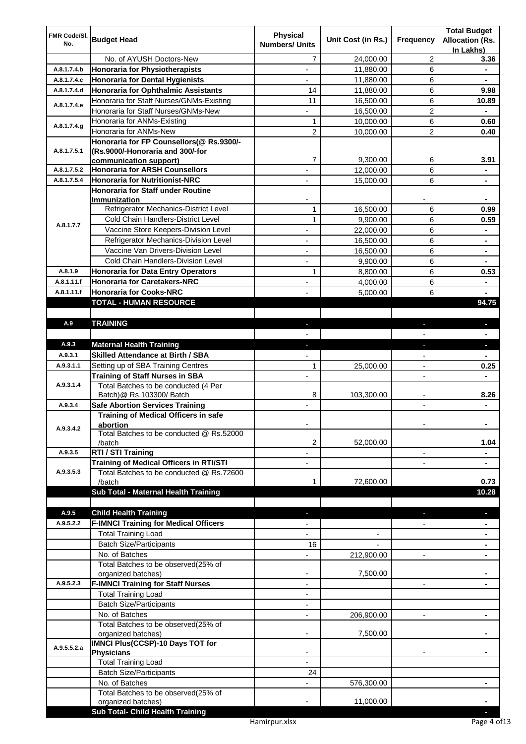| FMR Code/Sl. No. | Budget Head | Physical Numbers/ Units | Unit Cost (in Rs.) | Frequency | Total Budget Allocation (Rs. In Lakhs) |
|---|---|---|---|---|---|
| | No. of AYUSH Doctors-New | 7 | 24,000.00 | 2 | 3.36 |
| A.8.1.7.4.b | **Honoraria for Physiotherapists** | - | 11,880.00 | 6 | - |
| A.8.1.7.4.c | **Honoraria for Dental Hygienists** | - | 11,880.00 | 6 | - |
| A.8.1.7.4.d | **Honoraria for Ophthalmic Assistants** | 14 | 11,880.00 | 6 | 9.98 |
| A.8.1.7.4.e | Honoraria for Staff Nurses/GNMs-Existing | 11 | 16,500.00 | 6 | 10.89 |
| | Honoraria for Staff Nurses/GNMs-New | - | 16,500.00 | 2 | - |
| A.8.1.7.4.g | Honoraria for ANMs-Existing | 1 | 10,000.00 | 6 | 0.60 |
| | Honoraria for ANMs-New | 2 | 10,000.00 | 2 | 0.40 |
| A.8.1.7.5.1 | **Honoraria for FP Counsellors(@ Rs.9300/- (Rs.9000/-Honoraria and 300/-for communication support)** | 7 | 9,300.00 | 6 | 3.91 |
| A.8.1.7.5.2 | **Honoraria for ARSH Counsellors** | - | 12,000.00 | 6 | - |
| A.8.1.7.5.4 | **Honoraria for Nutritionist-NRC** | - | 15,000.00 | 6 | - |
| A.8.1.7.7 | **Honoraria for Staff under Routine Immunization** | - | | - | - |
| | Refrigerator Mechanics-District Level | 1 | 16,500.00 | 6 | 0.99 |
| | Cold Chain Handlers-District Level | 1 | 9,900.00 | 6 | 0.59 |
| | Vaccine Store Keepers-Division Level | - | 22,000.00 | 6 | - |
| | Refrigerator Mechanics-Division Level | - | 16,500.00 | 6 | - |
| | Vaccine Van Drivers-Division Level | - | 16,500.00 | 6 | - |
| | Cold Chain Handlers-Division Level | - | 9,900.00 | 6 | - |
| A.8.1.9 | **Honoraria for Data Entry Operators** | 1 | 8,800.00 | 6 | 0.53 |
| A.8.1.11.f | **Honoraria for Caretakers-NRC** | - | 4,000.00 | 6 | - |
| A.8.1.11.f | **Honoraria for Cooks-NRC** | - | 5,000.00 | 6 | - |
| | **TOTAL - HUMAN RESOURCE** | | | | **94.75** |
| | | | | | |
| **A.9** | **TRAINING** | - | | - | - |
| | | - | | - | - |
| **A.9.3** | **Maternal Health Training** | - | | - | - |
| A.9.3.1 | **Skilled Attendance at Birth / SBA** | - | | - | - |
| A.9.3.1.1 | Setting up of SBA Training Centres | 1 | 25,000.00 | - | 0.25 |
| A.9.3.1.4 | **Training of Staff Nurses in SBA** | - | | - | - |
| | Total Batches to be conducted (4 Per Batch)@ Rs.103300/ Batch | 8 | 103,300.00 | - | 8.26 |
| A.9.3.4 | **Safe Abortion Services Training** | - | | - | - |
| A.9.3.4.2 | **Training of Medical Officers in safe abortion** | - | | - | - |
| | Total Batches to be conducted @ Rs.52000 /batch | 2 | 52,000.00 | | 1.04 |
| A.9.3.5 | **RTI / STI Training** | - | | - | - |
| A.9.3.5.3 | **Training of Medical Officers in RTI/STI** | - | | - | - |
| | Total Batches to be conducted @ Rs.72600 /batch | 1 | 72,600.00 | | 0.73 |
| | **Sub Total - Maternal Health Training** | | | | **10.28** |
| | | | | | |
| **A.9.5** | **Child Health Training** | - | | - | - |
| A.9.5.2.2 | **F-IMNCI Training for Medical Officers** | - | | - | - |
| | Total Training Load | - | - | | - |
| | Batch Size/Participants | 16 | - | | - |
| | No. of Batches | - | 212,900.00 | - | - |
| | Total Batches to be observed(25% of organized batches) | - | 7,500.00 | | - |
| A.9.5.2.3 | **F-IMNCI Training for Staff Nurses** | - | | - | - |
| | Total Training Load | - | | | |
| | Batch Size/Participants | - | | | |
| | No. of Batches | - | 206,900.00 | - | - |
| | Total Batches to be observed(25% of organized batches) | - | 7,500.00 | | - |
| A.9.5.5.2.a | **IMNCI Plus(CCSP)-10 Days TOT for Physicians** | - | | - | - |
| | Total Training Load | - | | | |
| | Batch Size/Participants | 24 | | | |
| | No. of Batches | - | 576,300.00 | | - |
| | Total Batches to be observed(25% of organized batches) | - | 11,000.00 | | - |
| | **Sub Total- Child Health Training** | | | | - |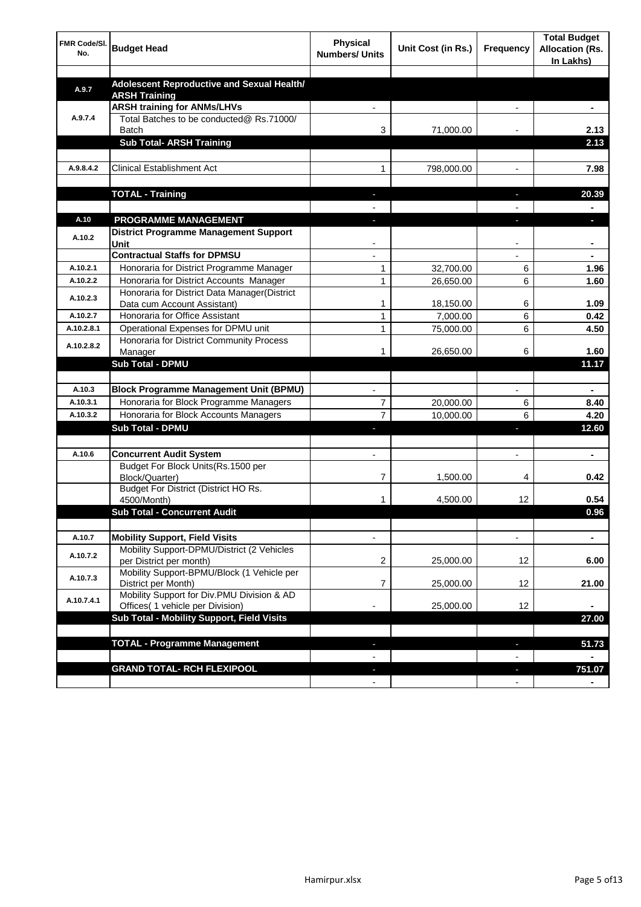| FMR Code/Sl. No. | Budget Head | Physical Numbers/ Units | Unit Cost (in Rs.) | Frequency | Total Budget Allocation (Rs. In Lakhs) |
|---|---|---|---|---|---|
| | | | | | |
| A.9.7 | **Adolescent Reproductive and Sexual Health/ ARSH Training** | | | | |
| A.9.7.4 | **ARSH training for ANMs/LHVs** | - | | - | - |
| | Total Batches to be conducted@ Rs.71000/ Batch | 3 | 71,000.00 | - | 2.13 |
| | **Sub Total- ARSH Training** | | | | **2.13** |
| | | | | | |
| A.9.8.4.2 | Clinical Establishment Act | 1 | 798,000.00 | - | 7.98 |
| | | | | | |
| | **TOTAL - Training** | - | | - | **20.39** |
| | | - | | - | - |
| A.10 | **PROGRAMME MANAGEMENT** | - | | - | - |
| A.10.2 | **District Programme Management Support Unit** | - | | - | - |
| | **Contractual Staffs for DPMSU** | - | | - | - |
| A.10.2.1 | Honoraria for District Programme Manager | 1 | 32,700.00 | 6 | 1.96 |
| A.10.2.2 | Honoraria for District Accounts Manager | 1 | 26,650.00 | 6 | 1.60 |
| A.10.2.3 | Honoraria for District Data Manager(District Data cum Account Assistant) | 1 | 18,150.00 | 6 | 1.09 |
| A.10.2.7 | Honoraria for Office Assistant | 1 | 7,000.00 | 6 | 0.42 |
| A.10.2.8.1 | Operational Expenses for DPMU unit | 1 | 75,000.00 | 6 | 4.50 |
| A.10.2.8.2 | Honoraria for District Community Process Manager | 1 | 26,650.00 | 6 | 1.60 |
| | **Sub Total - DPMU** | | | | **11.17** |
| | | | | | |
| A.10.3 | **Block Programme Management Unit (BPMU)** | - | | - | - |
| A.10.3.1 | Honoraria for Block Programme Managers | 7 | 20,000.00 | 6 | 8.40 |
| A.10.3.2 | Honoraria for Block Accounts Managers | 7 | 10,000.00 | 6 | 4.20 |
| | **Sub Total - DPMU** | - | | - | **12.60** |
| | | | | | |
| A.10.6 | **Concurrent Audit System** | - | | - | - |
| | Budget For Block Units(Rs.1500 per Block/Quarter) | 7 | 1,500.00 | 4 | 0.42 |
| | Budget For District (District HO Rs. 4500/Month) | 1 | 4,500.00 | 12 | 0.54 |
| | **Sub Total - Concurrent Audit** | | | | **0.96** |
| | | | | | |
| A.10.7 | **Mobility Support, Field Visits** | - | | - | - |
| A.10.7.2 | Mobility Support-DPMU/District (2 Vehicles per District per month) | 2 | 25,000.00 | 12 | 6.00 |
| A.10.7.3 | Mobility Support-BPMU/Block (1 Vehicle per District per Month) | 7 | 25,000.00 | 12 | 21.00 |
| A.10.7.4.1 | Mobility Support for Div.PMU Division & AD Offices( 1 vehicle per Division) | - | 25,000.00 | 12 | - |
| | **Sub Total - Mobility Support, Field Visits** | | | | **27.00** |
| | | | | | |
| | **TOTAL - Programme Management** | - | | - | **51.73** |
| | | - | | - | - |
| | **GRAND TOTAL- RCH FLEXIPOOL** | - | | - | **751.07** |
| | | - | | - | - |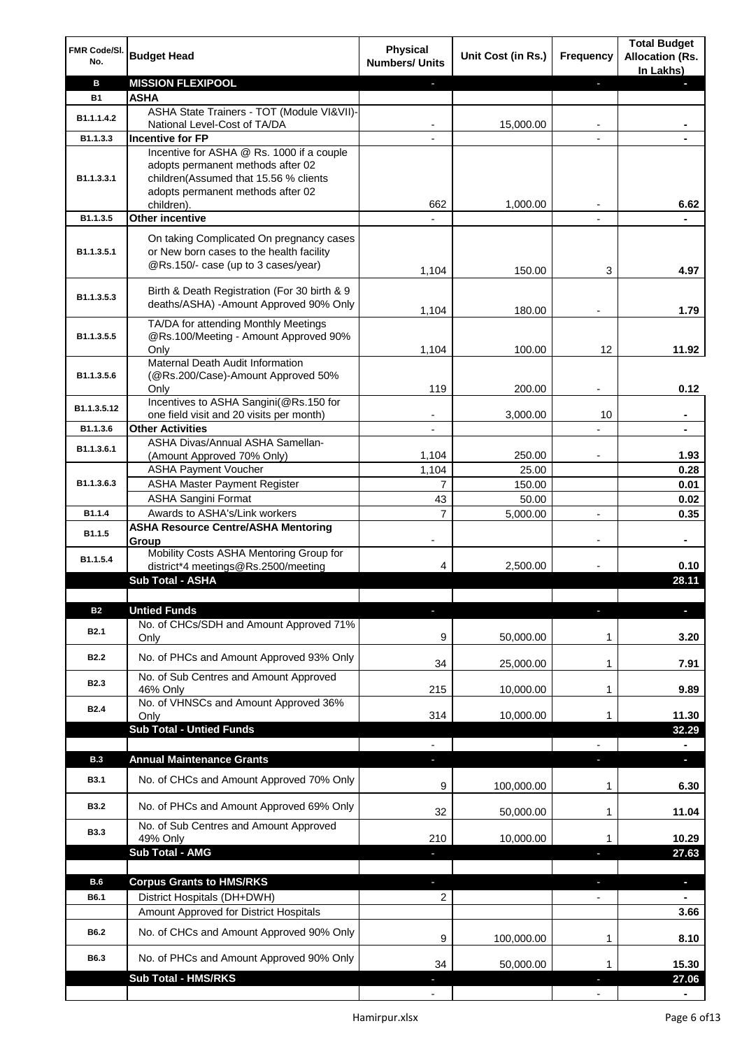| FMR Code/Sl. No. | Budget Head | Physical Numbers/ Units | Unit Cost (in Rs.) | Frequency | Total Budget Allocation (Rs. In Lakhs) |
|---|---|---|---|---|---|
| **B** | **MISSION FLEXIPOOL** | - | | - | - |
| **B1** | **ASHA** | | | | |
| B1.1.1.4.2 | ASHA State Trainers - TOT (Module VI&VII)-National Level-Cost of TA/DA | - | 15,000.00 | - | - |
| B1.1.3.3 | **Incentive for FP** | - | | - | - |
| B1.1.3.3.1 | Incentive for ASHA @ Rs. 1000 if a couple adopts permanent methods after 02 children(Assumed that 15.56 % clients adopts permanent methods after 02 children). | 662 | 1,000.00 | - | 6.62 |
| B1.1.3.5 | **Other incentive** | - | | - | - |
| B1.1.3.5.1 | On taking Complicated On pregnancy cases or New born cases to the health facility @Rs.150/- case (up to 3 cases/year) | 1,104 | 150.00 | 3 | 4.97 |
| B1.1.3.5.3 | Birth & Death Registration (For 30 birth & 9 deaths/ASHA) -Amount Approved 90% Only | 1,104 | 180.00 | - | 1.79 |
| B1.1.3.5.5 | TA/DA for attending Monthly Meetings @Rs.100/Meeting - Amount Approved 90% Only | 1,104 | 100.00 | 12 | 11.92 |
| B1.1.3.5.6 | Maternal Death Audit Information (@Rs.200/Case)-Amount Approved 50% Only | 119 | 200.00 | - | 0.12 |
| B1.1.3.5.12 | Incentives to ASHA Sangini(@Rs.150 for one field visit and 20 visits per month) | - | 3,000.00 | 10 | - |
| B1.1.3.6 | **Other Activities** | - | | - | - |
| B1.1.3.6.1 | ASHA Divas/Annual ASHA Samellan-(Amount Approved 70% Only) | 1,104 | 250.00 | - | 1.93 |
| B1.1.3.6.3 | ASHA Payment Voucher | 1,104 | 25.00 | | 0.28 |
| | ASHA Master Payment Register | 7 | 150.00 | | 0.01 |
| | ASHA Sangini Format | 43 | 50.00 | | 0.02 |
| B1.1.4 | Awards to ASHA's/Link workers | 7 | 5,000.00 | - | 0.35 |
| B1.1.5 | **ASHA Resource Centre/ASHA Mentoring Group** | - | | - | - |
| B1.1.5.4 | Mobility Costs ASHA Mentoring Group for district*4 meetings@Rs.2500/meeting | 4 | 2,500.00 | - | 0.10 |
| | **Sub Total - ASHA** | | | | **28.11** |
| | | | | | |
| **B2** | **Untied Funds** | - | | - | - |
| B2.1 | No. of CHCs/SDH and Amount Approved 71% Only | 9 | 50,000.00 | 1 | 3.20 |
| B2.2 | No. of PHCs and Amount Approved 93% Only | 34 | 25,000.00 | 1 | 7.91 |
| B2.3 | No. of Sub Centres and Amount Approved 46% Only | 215 | 10,000.00 | 1 | 9.89 |
| B2.4 | No. of VHNSCs and Amount Approved 36% Only | 314 | 10,000.00 | 1 | 11.30 |
| | **Sub Total - Untied Funds** | | | | **32.29** |
| | | - | | - | - |
| **B.3** | **Annual Maintenance Grants** | - | | - | - |
| B3.1 | No. of CHCs and Amount Approved 70% Only | 9 | 100,000.00 | 1 | 6.30 |
| B3.2 | No. of PHCs and Amount Approved 69% Only | 32 | 50,000.00 | 1 | 11.04 |
| B3.3 | No. of Sub Centres and Amount Approved 49% Only | 210 | 10,000.00 | 1 | 10.29 |
| | **Sub Total - AMG** | - | | - | **27.63** |
| | | | | | |
| **B.6** | **Corpus Grants to HMS/RKS** | - | | - | - |
| B6.1 | District Hospitals (DH+DWH) | 2 | | - | - |
| | Amount Approved for District Hospitals | | | | 3.66 |
| B6.2 | No. of CHCs and Amount Approved 90% Only | 9 | 100,000.00 | 1 | 8.10 |
| B6.3 | No. of PHCs and Amount Approved 90% Only | 34 | 50,000.00 | 1 | 15.30 |
| | **Sub Total - HMS/RKS** | - | | - | **27.06** |
| | | - | | - | - |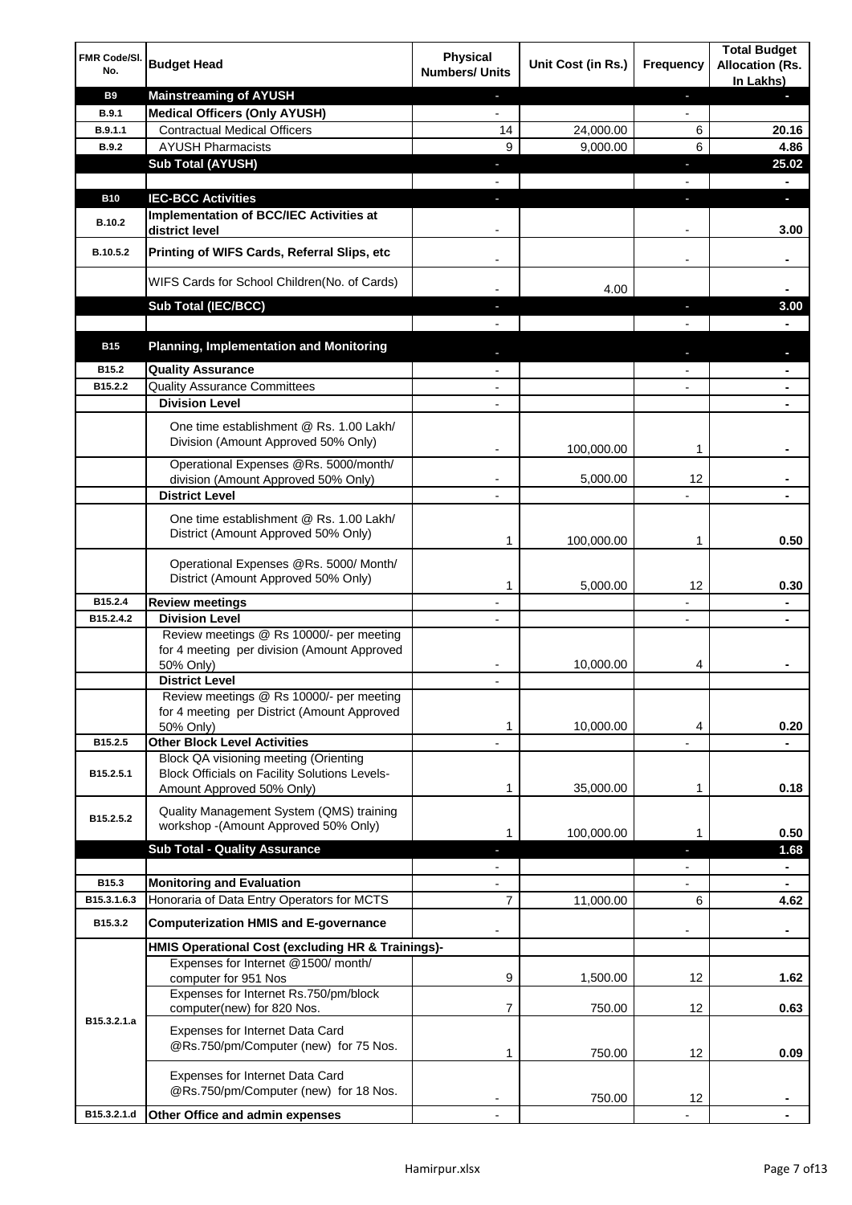| FMR Code/Sl. No. | Budget Head | Physical Numbers/ Units | Unit Cost (in Rs.) | Frequency | Total Budget Allocation (Rs. In Lakhs) |
|---|---|---|---|---|---|
| **B9** | **Mainstreaming of AYUSH** | - | | - | - |
| **B.9.1** | **Medical Officers (Only AYUSH)** | - | | - | |
| **B.9.1.1** | Contractual Medical Officers | 14 | 24,000.00 | 6 | **20.16** |
| **B.9.2** | AYUSH Pharmacists | 9 | 9,000.00 | 6 | **4.86** |
| | **Sub Total (AYUSH)** | - | | - | **25.02** |
| | | - | | - | - |
| **B10** | **IEC-BCC Activities** | - | | - | - |
| **B.10.2** | **Implementation of BCC/IEC Activities at district level** | - | | - | **3.00** |
| **B.10.5.2** | **Printing of WIFS Cards, Referral Slips, etc** | - | | - | - |
| | WIFS Cards for School Children(No. of Cards) | - | 4.00 | | - |
| | **Sub Total (IEC/BCC)** | - | | - | **3.00** |
| | | - | | - | - |
| **B15** | **Planning, Implementation and Monitoring** | - | | - | - |
| **B15.2** | **Quality Assurance** | - | | - | - |
| **B15.2.2** | Quality Assurance Committees | - | | - | - |
| | **Division Level** | - | | | - |
| | One time establishment @ Rs. 1.00 Lakh/ Division (Amount Approved 50% Only) | - | 100,000.00 | 1 | - |
| | Operational Expenses @Rs. 5000/month/ division (Amount Approved 50% Only) | - | 5,000.00 | 12 | - |
| | **District Level** | - | | - | - |
| | One time establishment @ Rs. 1.00 Lakh/ District (Amount Approved 50% Only) | 1 | 100,000.00 | 1 | **0.50** |
| | Operational Expenses @Rs. 5000/ Month/ District (Amount Approved 50% Only) | 1 | 5,000.00 | 12 | **0.30** |
| **B15.2.4** | **Review meetings** | - | | - | - |
| **B15.2.4.2** | **Division Level** | - | | - | - |
| | Review meetings @ Rs 10000/- per meeting for 4 meeting per division (Amount Approved 50% Only) | - | 10,000.00 | 4 | - |
| | **District Level** | - | | | |
| | Review meetings @ Rs 10000/- per meeting for 4 meeting per District (Amount Approved 50% Only) | 1 | 10,000.00 | 4 | **0.20** |
| **B15.2.5** | **Other Block Level Activities** | - | | - | - |
| **B15.2.5.1** | Block QA visioning meeting (Orienting Block Officials on Facility Solutions Levels-Amount Approved 50% Only) | 1 | 35,000.00 | 1 | **0.18** |
| **B15.2.5.2** | Quality Management System (QMS) training workshop -(Amount Approved 50% Only) | 1 | 100,000.00 | 1 | **0.50** |
| | **Sub Total - Quality Assurance** | - | | - | **1.68** |
| | | - | | - | - |
| **B15.3** | **Monitoring and Evaluation** | - | | - | - |
| **B15.3.1.6.3** | Honoraria of Data Entry Operators for MCTS | 7 | 11,000.00 | 6 | **4.62** |
| **B15.3.2** | **Computerization HMIS and E-governance** | - | | - | - |
| | **HMIS Operational Cost (excluding HR & Trainings)-** | | | | |
| **B15.3.2.1.a** | Expenses for Internet @1500/ month/ computer for 951 Nos | 9 | 1,500.00 | 12 | **1.62** |
| | Expenses for Internet Rs.750/pm/block computer(new) for 820 Nos. | 7 | 750.00 | 12 | **0.63** |
| | Expenses for Internet Data Card @Rs.750/pm/Computer (new) for 75 Nos. | 1 | 750.00 | 12 | **0.09** |
| | Expenses for Internet Data Card @Rs.750/pm/Computer (new) for 18 Nos. | - | 750.00 | 12 | - |
| **B15.3.2.1.d** | **Other Office and admin expenses** | - | | - | - |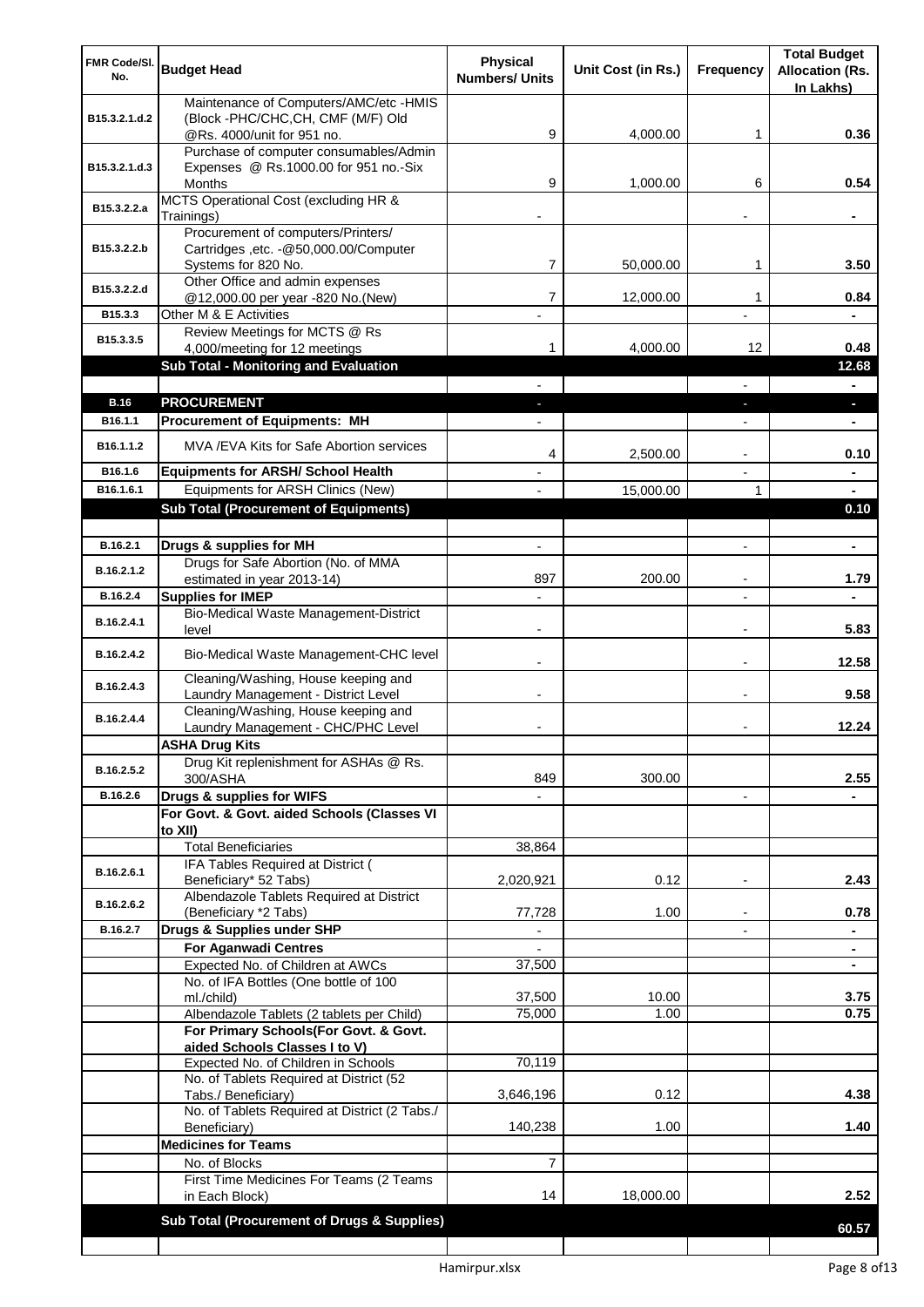| FMR Code/Sl. No. | Budget Head | Physical Numbers/ Units | Unit Cost (in Rs.) | Frequency | Total Budget Allocation (Rs. In Lakhs) |
|---|---|---|---|---|---|
| B15.3.2.1.d.2 | Maintenance of Computers/AMC/etc -HMIS (Block -PHC/CHC,CH, CMF (M/F) Old @Rs. 4000/unit for 951 no. | 9 | 4,000.00 | 1 | **0.36** |
| B15.3.2.1.d.3 | Purchase of computer consumables/Admin Expenses @ Rs.1000.00 for 951 no.-Six Months | 9 | 1,000.00 | 6 | **0.54** |
| B15.3.2.2.a | MCTS Operational Cost (excluding HR & Trainings) | - | | - | **-** |
| B15.3.2.2.b | Procurement of computers/Printers/ Cartridges ,etc. -@50,000.00/Computer Systems for 820 No. | 7 | 50,000.00 | 1 | **3.50** |
| B15.3.2.2.d | Other Office and admin expenses @12,000.00 per year -820 No.(New) | 7 | 12,000.00 | 1 | **0.84** |
| B15.3.3 | Other M & E Activities | - | | - | **-** |
| B15.3.3.5 | Review Meetings for MCTS @ Rs 4,000/meeting for 12 meetings | 1 | 4,000.00 | 12 | **0.48** |
| | **Sub Total - Monitoring and Evaluation** | | | | **12.68** |
| | | - | | - | **-** |
| **B.16** | **PROCUREMENT** | - | | - | **-** |
| B16.1.1 | **Procurement of Equipments: MH** | - | | - | **-** |
| B16.1.1.2 | MVA /EVA Kits for Safe Abortion services | 4 | 2,500.00 | - | **0.10** |
| B16.1.6 | **Equipments for ARSH/ School Health** | - | | - | **-** |
| B16.1.6.1 | Equipments for ARSH Clinics (New) | - | 15,000.00 | 1 | **-** |
| | **Sub Total (Procurement of Equipments)** | | | | **0.10** |
| | | | | | |
| B.16.2.1 | **Drugs & supplies for MH** | - | | - | **-** |
| B.16.2.1.2 | Drugs for Safe Abortion (No. of MMA estimated in year 2013-14) | 897 | 200.00 | - | **1.79** |
| B.16.2.4 | **Supplies for IMEP** | - | | - | **-** |
| B.16.2.4.1 | Bio-Medical Waste Management-District level | - | | - | **5.83** |
| B.16.2.4.2 | Bio-Medical Waste Management-CHC level | - | | - | **12.58** |
| B.16.2.4.3 | Cleaning/Washing, House keeping and Laundry Management - District Level | - | | - | **9.58** |
| B.16.2.4.4 | Cleaning/Washing, House keeping and Laundry Management - CHC/PHC Level | - | | - | **12.24** |
| | **ASHA Drug Kits** | | | | |
| B.16.2.5.2 | Drug Kit replenishment for ASHAs @ Rs. 300/ASHA | 849 | 300.00 | | **2.55** |
| B.16.2.6 | **Drugs & supplies for WIFS** | - | | - | **-** |
| | **For Govt. & Govt. aided Schools (Classes VI to XII)** | | | | |
| | Total Beneficiaries | 38,864 | | | |
| B.16.2.6.1 | IFA Tables Required at District ( Beneficiary* 52 Tabs) | 2,020,921 | 0.12 | - | **2.43** |
| B.16.2.6.2 | Albendazole Tablets Required at District (Beneficiary *2 Tabs) | 77,728 | 1.00 | - | **0.78** |
| B.16.2.7 | **Drugs & Supplies under SHP** | - | | - | **-** |
| | **For Aganwadi Centres** | - | | | **-** |
| | Expected No. of Children at AWCs | 37,500 | | | **-** |
| | No. of IFA Bottles (One bottle of 100 ml./child) | 37,500 | 10.00 | | **3.75** |
| | Albendazole Tablets (2 tablets per Child) | 75,000 | 1.00 | | **0.75** |
| | **For Primary Schools(For Govt. & Govt. aided Schools Classes I to V)** | | | | |
| | Expected No. of Children in Schools | 70,119 | | | |
| | No. of Tablets Required at District (52 Tabs./ Beneficiary) | 3,646,196 | 0.12 | | **4.38** |
| | No. of Tablets Required at District (2 Tabs./ Beneficiary) | 140,238 | 1.00 | | **1.40** |
| | **Medicines for Teams** | | | | |
| | No. of Blocks | 7 | | | |
| | First Time Medicines For Teams (2 Teams in Each Block) | 14 | 18,000.00 | | **2.52** |
| | **Sub Total (Procurement of Drugs & Supplies)** | | | | **60.57** |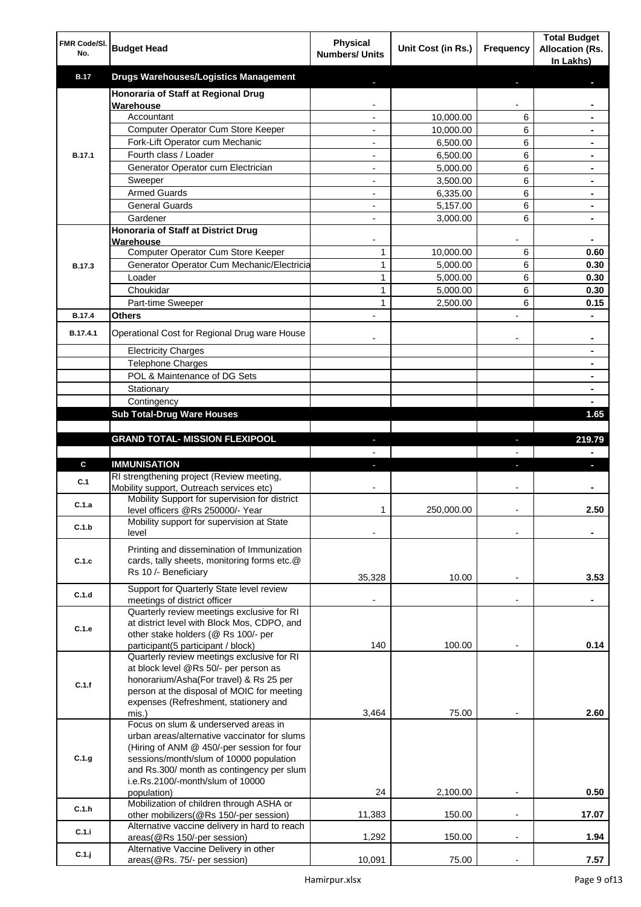| FMR Code/Sl. No. | Budget Head | Physical Numbers/ Units | Unit Cost (in Rs.) | Frequency | Total Budget Allocation (Rs. In Lakhs) |
|---|---|---|---|---|---|
| **B.17** | **Drugs Warehouses/Logistics Management** | - | | - | - |
| B.17.1 | **Honoraria of Staff at Regional Drug Warehouse** | - | | - | - |
| | Accountant | - | 10,000.00 | 6 | - |
| | Computer Operator Cum Store Keeper | - | 10,000.00 | 6 | - |
| | Fork-Lift Operator cum Mechanic | - | 6,500.00 | 6 | - |
| | Fourth class / Loader | - | 6,500.00 | 6 | - |
| | Generator Operator cum Electrician | - | 5,000.00 | 6 | - |
| | Sweeper | - | 3,500.00 | 6 | - |
| | Armed Guards | - | 6,335.00 | 6 | - |
| | General Guards | - | 5,157.00 | 6 | - |
| | Gardener | - | 3,000.00 | 6 | - |
| B.17.3 | **Honoraria of Staff at District Drug Warehouse** | - | | - | - |
| | Computer Operator Cum Store Keeper | 1 | 10,000.00 | 6 | 0.60 |
| | Generator Operator Cum Mechanic/Electricia | 1 | 5,000.00 | 6 | 0.30 |
| | Loader | 1 | 5,000.00 | 6 | 0.30 |
| | Choukidar | 1 | 5,000.00 | 6 | 0.30 |
| | Part-time Sweeper | 1 | 2,500.00 | 6 | 0.15 |
| **B.17.4** | **Others** | - | | - | - |
| B.17.4.1 | Operational Cost for Regional Drug ware House | - | | - | - |
| | Electricity Charges | | | | - |
| | Telephone Charges | | | | - |
| | POL & Maintenance of DG Sets | | | | - |
| | Stationary | | | | - |
| | Contingency | | | | - |
| | **Sub Total-Drug Ware Houses** | | | | **1.65** |
| | | | | | |
| | **GRAND TOTAL- MISSION FLEXIPOOL** | - | | - | **219.79** |
| | | - | | - | - |
| **C** | **IMMUNISATION** | - | | - | - |
| C.1 | RI strengthening project (Review meeting, Mobility support, Outreach services etc) | - | | - | - |
| C.1.a | Mobility Support for supervision for district level officers @Rs 250000/- Year | 1 | 250,000.00 | - | 2.50 |
| C.1.b | Mobility support for supervision at State level | - | | - | - |
| C.1.c | Printing and dissemination of Immunization cards, tally sheets, monitoring forms etc.@ Rs 10 /- Beneficiary | 35,328 | 10.00 | - | 3.53 |
| C.1.d | Support for Quarterly State level review meetings of district officer | - | | - | - |
| C.1.e | Quarterly review meetings exclusive for RI at district level with Block Mos, CDPO, and other stake holders (@ Rs 100/- per participant(5 participant / block) | 140 | 100.00 | - | 0.14 |
| C.1.f | Quarterly review meetings exclusive for RI at block level @Rs 50/- per person as honorarium/Asha(For travel) & Rs 25 per person at the disposal of MOIC for meeting expenses (Refreshment, stationery and mis.) | 3,464 | 75.00 | - | 2.60 |
| C.1.g | Focus on slum & underserved areas in urban areas/alternative vaccinator for slums (Hiring of ANM @ 450/-per session for four sessions/month/slum of 10000 population and Rs.300/ month as contingency per slum i.e.Rs.2100/-month/slum of 10000 population) | 24 | 2,100.00 | - | 0.50 |
| C.1.h | Mobilization of children through ASHA or other mobilizers(@Rs 150/-per session) | 11,383 | 150.00 | - | 17.07 |
| C.1.i | Alternative vaccine delivery in hard to reach areas(@Rs 150/-per session) | 1,292 | 150.00 | - | 1.94 |
| C.1.j | Alternative Vaccine Delivery in other areas(@Rs. 75/- per session) | 10,091 | 75.00 | - | 7.57 |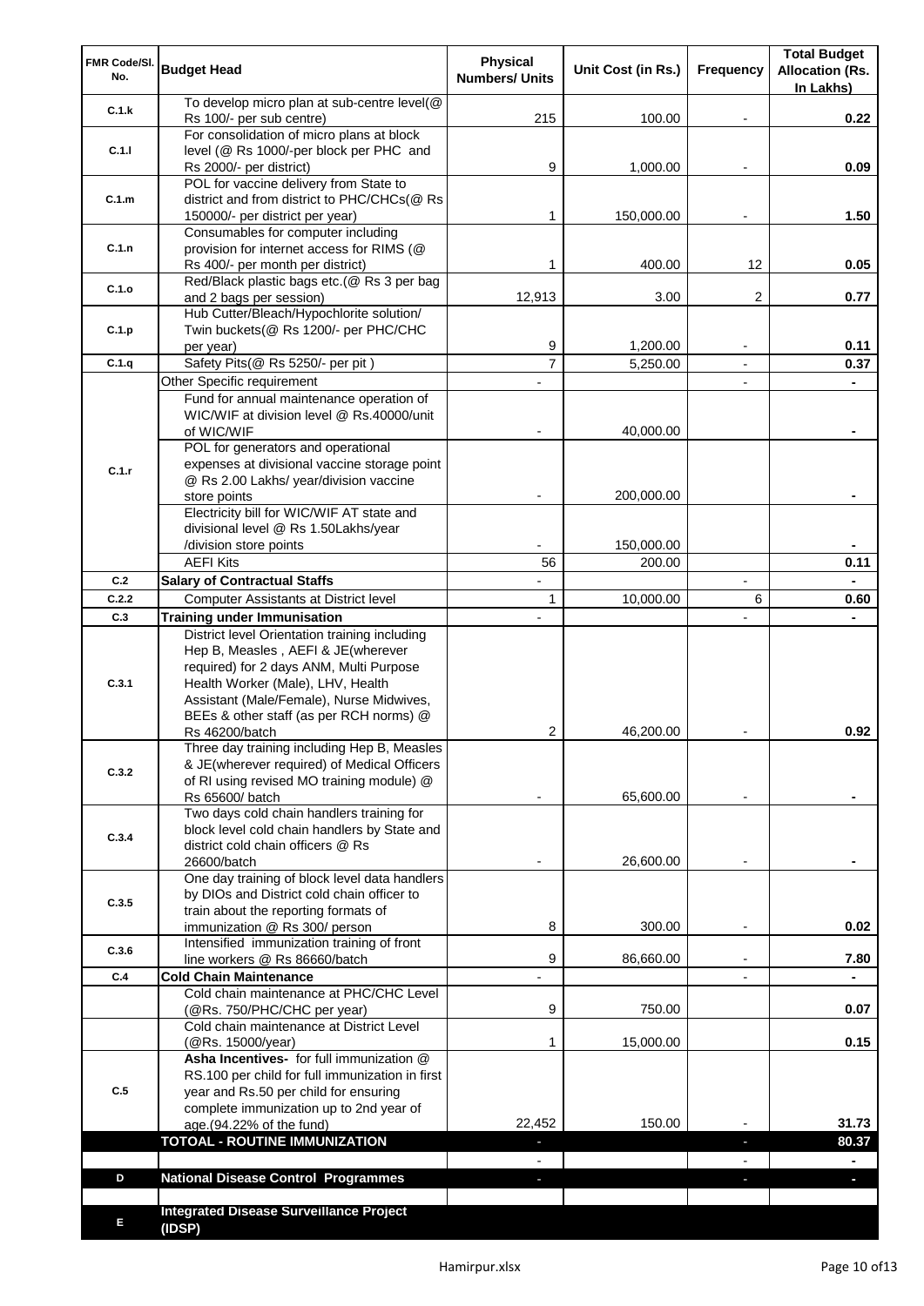| FMR Code/Sl. No. | Budget Head | Physical Numbers/ Units | Unit Cost (in Rs.) | Frequency | Total Budget Allocation (Rs. In Lakhs) |
|---|---|---|---|---|---|
| C.1.k | To develop micro plan at sub-centre level(@ Rs 100/- per sub centre) | 215 | 100.00 | - | 0.22 |
| C.1.l | For consolidation of micro plans at block level (@ Rs 1000/-per block per PHC and Rs 2000/- per district) | 9 | 1,000.00 | - | 0.09 |
| C.1.m | POL for vaccine delivery from State to district and from district to PHC/CHCs(@ Rs 150000/- per district per year) | 1 | 150,000.00 | - | 1.50 |
| C.1.n | Consumables for computer including provision for internet access for RIMS (@ Rs 400/- per month per district) | 1 | 400.00 | 12 | 0.05 |
| C.1.o | Red/Black plastic bags etc.(@ Rs 3 per bag and 2 bags per session) | 12,913 | 3.00 | 2 | 0.77 |
| C.1.p | Hub Cutter/Bleach/Hypochlorite solution/ Twin buckets(@ Rs 1200/- per PHC/CHC per year) | 9 | 1,200.00 | - | 0.11 |
| C.1.q | Safety Pits(@ Rs 5250/- per pit ) | 7 | 5,250.00 | - | 0.37 |
| C.1.r | Other Specific requirement | - | | - | - |
| | Fund for annual maintenance operation of WIC/WIF at division level @ Rs.40000/unit of WIC/WIF | - | 40,000.00 | | - |
| | POL for generators and operational expenses at divisional vaccine storage point @ Rs 2.00 Lakhs/ year/division vaccine store points | - | 200,000.00 | | - |
| | Electricity bill for WIC/WIF AT state and divisional level @ Rs 1.50Lakhs/year /division store points | - | 150,000.00 | | - |
| | AEFI Kits | 56 | 200.00 | | 0.11 |
| C.2 | **Salary of Contractual Staffs** | - | | - | - |
| C.2.2 | Computer Assistants at District level | 1 | 10,000.00 | 6 | 0.60 |
| C.3 | **Training under Immunisation** | - | | - | - |
| C.3.1 | District level Orientation training including Hep B, Measles , AEFI & JE(wherever required) for 2 days ANM, Multi Purpose Health Worker (Male), LHV, Health Assistant (Male/Female), Nurse Midwives, BEEs & other staff (as per RCH norms) @ Rs 46200/batch | 2 | 46,200.00 | - | 0.92 |
| C.3.2 | Three day training including Hep B, Measles & JE(wherever required) of Medical Officers of RI using revised MO training module) @ Rs 65600/ batch | - | 65,600.00 | - | - |
| C.3.4 | Two days cold chain handlers training for block level cold chain handlers by State and district cold chain officers @ Rs 26600/batch | - | 26,600.00 | - | - |
| C.3.5 | One day training of block level data handlers by DIOs and District cold chain officer to train about the reporting formats of immunization @ Rs 300/ person | 8 | 300.00 | - | 0.02 |
| C.3.6 | Intensified immunization training of front line workers @ Rs 86660/batch | 9 | 86,660.00 | - | 7.80 |
| C.4 | **Cold Chain Maintenance** | - | | - | - |
| | Cold chain maintenance at PHC/CHC Level (@Rs. 750/PHC/CHC per year) | 9 | 750.00 | | 0.07 |
| | Cold chain maintenance at District Level (@Rs. 15000/year) | 1 | 15,000.00 | | 0.15 |
| C.5 | **Asha Incentives-** for full immunization @ RS.100 per child for full immunization in first year and Rs.50 per child for ensuring complete immunization up to 2nd year of age.(94.22% of the fund) | 22,452 | 150.00 | - | 31.73 |
| | **TOTOAL - ROUTINE IMMUNIZATION** | - | | - | **80.37** |
| | | - | | - | - |
| D | **National Disease Control Programmes** | - | | - | - |
| | | | | | |
| E | **Integrated Disease Surveillance Project (IDSP)** | | | | |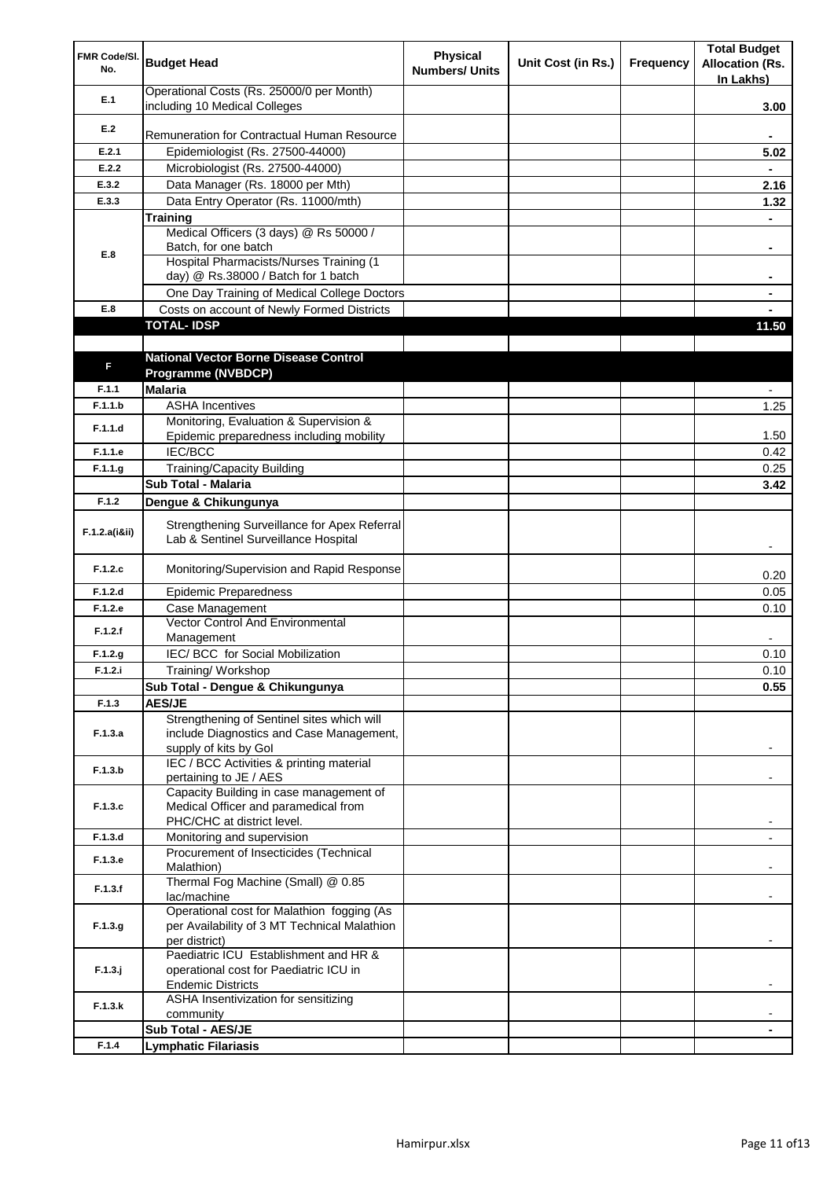| FMR Code/Sl. No. | Budget Head | Physical Numbers/ Units | Unit Cost (in Rs.) | Frequency | Total Budget Allocation (Rs. In Lakhs) |
|---|---|---|---|---|---|
| E.1 | Operational Costs (Rs. 25000/0 per Month) including 10 Medical Colleges | | | | 3.00 |
| E.2 | Remuneration for Contractual Human Resource | | | | - |
| E.2.1 | Epidemiologist (Rs. 27500-44000) | | | | 5.02 |
| E.2.2 | Microbiologist (Rs. 27500-44000) | | | | - |
| E.3.2 | Data Manager (Rs. 18000 per Mth) | | | | 2.16 |
| E.3.3 | Data Entry Operator (Rs. 11000/mth) | | | | 1.32 |
| E.8 | **Training** | | | | - |
| | Medical Officers (3 days) @ Rs 50000 / Batch, for one batch | | | | - |
| | Hospital Pharmacists/Nurses Training (1 day) @ Rs.38000 / Batch for 1 batch | | | | - |
| | One Day Training of Medical College Doctors | | | | - |
| E.8 | Costs on account of Newly Formed Districts | | | | - |
| | **TOTAL- IDSP** | | | | **11.50** |
| | | | | | |
| F | **National Vector Borne Disease Control Programme (NVBDCP)** | | | | |
| F.1.1 | **Malaria** | | | | - |
| F.1.1.b | ASHA Incentives | | | | 1.25 |
| F.1.1.d | Monitoring, Evaluation & Supervision & Epidemic preparedness including mobility | | | | 1.50 |
| F.1.1.e | IEC/BCC | | | | 0.42 |
| F.1.1.g | Training/Capacity Building | | | | 0.25 |
| | **Sub Total - Malaria** | | | | **3.42** |
| F.1.2 | **Dengue & Chikungunya** | | | | |
| F.1.2.a(i&ii) | Strengthening Surveillance for Apex Referral Lab & Sentinel Surveillance Hospital | | | | - |
| F.1.2.c | Monitoring/Supervision and Rapid Response | | | | 0.20 |
| F.1.2.d | Epidemic Preparedness | | | | 0.05 |
| F.1.2.e | Case Management | | | | 0.10 |
| F.1.2.f | Vector Control And Environmental Management | | | | - |
| F.1.2.g | IEC/ BCC for Social Mobilization | | | | 0.10 |
| F.1.2.i | Training/ Workshop | | | | 0.10 |
| | **Sub Total - Dengue & Chikungunya** | | | | **0.55** |
| F.1.3 | **AES/JE** | | | | |
| F.1.3.a | Strengthening of Sentinel sites which will include Diagnostics and Case Management, supply of kits by GoI | | | | - |
| F.1.3.b | IEC / BCC Activities & printing material pertaining to JE / AES | | | | - |
| F.1.3.c | Capacity Building in case management of Medical Officer and paramedical from PHC/CHC at district level. | | | | - |
| F.1.3.d | Monitoring and supervision | | | | - |
| F.1.3.e | Procurement of Insecticides (Technical Malathion) | | | | - |
| F.1.3.f | Thermal Fog Machine (Small) @ 0.85 lac/machine | | | | - |
| F.1.3.g | Operational cost for Malathion fogging (As per Availability of 3 MT Technical Malathion per district) | | | | - |
| F.1.3.j | Paediatric ICU Establishment and HR & operational cost for Paediatric ICU in Endemic Districts | | | | - |
| F.1.3.k | ASHA Insentivization for sensitizing community | | | | - |
| | **Sub Total - AES/JE** | | | | **-** |
| F.1.4 | **Lymphatic Filariasis** | | | | |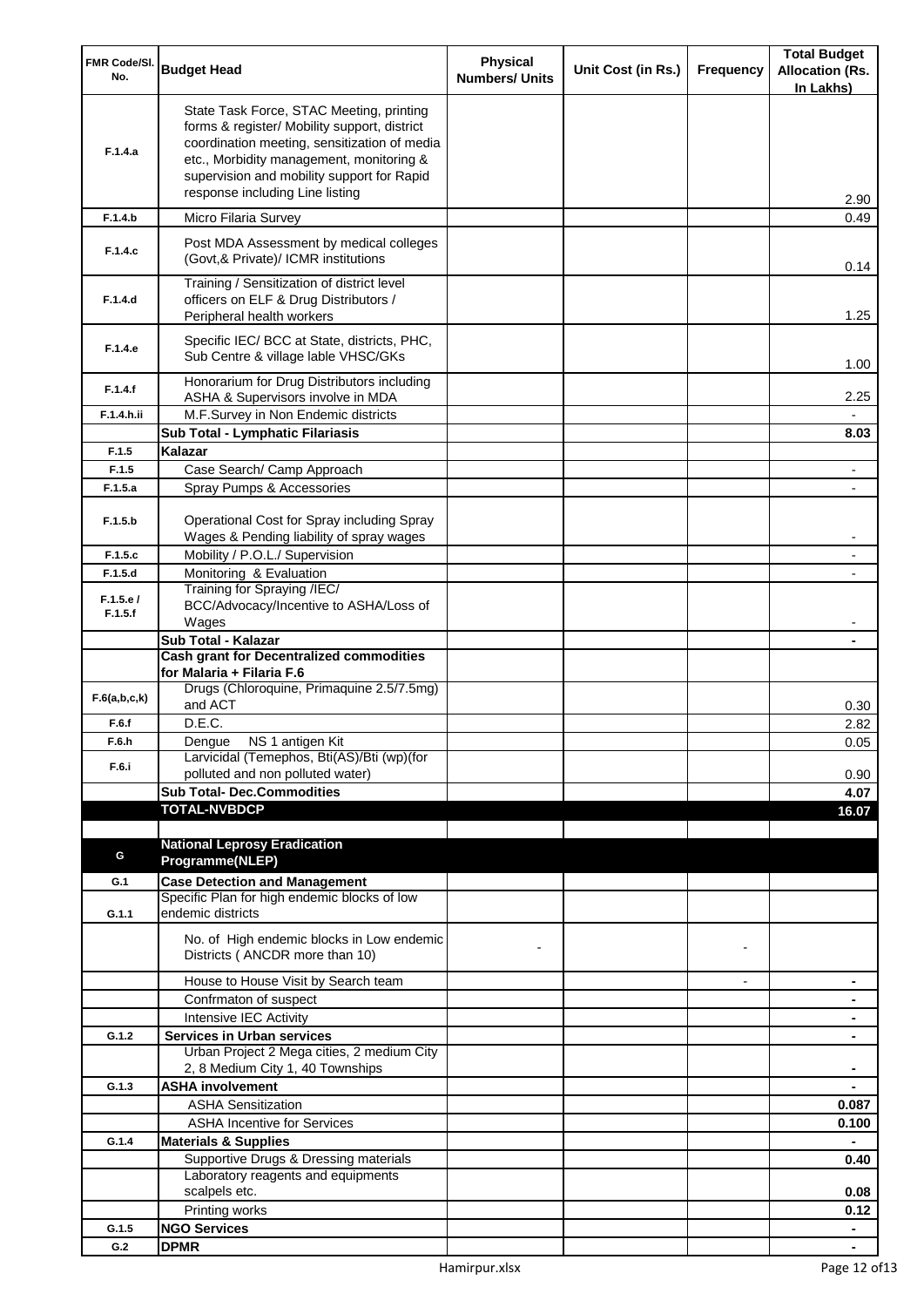| FMR Code/Sl. No. | Budget Head | Physical Numbers/ Units | Unit Cost (in Rs.) | Frequency | Total Budget Allocation (Rs. In Lakhs) |
|---|---|---|---|---|---|
| F.1.4.a | State Task Force, STAC Meeting, printing forms & register/ Mobility support, district coordination meeting, sensitization of media etc., Morbidity management, monitoring & supervision and mobility support for Rapid response including Line listing | | | | 2.90 |
| F.1.4.b | Micro Filaria Survey | | | | 0.49 |
| F.1.4.c | Post MDA Assessment by medical colleges (Govt,& Private)/ ICMR institutions | | | | 0.14 |
| F.1.4.d | Training / Sensitization of district level officers on ELF & Drug Distributors / Peripheral health workers | | | | 1.25 |
| F.1.4.e | Specific IEC/ BCC at State, districts, PHC, Sub Centre & village lable VHSC/GKs | | | | 1.00 |
| F.1.4.f | Honorarium for Drug Distributors including ASHA & Supervisors involve in MDA | | | | 2.25 |
| F.1.4.h.ii | M.F.Survey in Non Endemic districts | | | | - |
| | **Sub Total - Lymphatic Filariasis** | | | | **8.03** |
| F.1.5 | **Kalazar** | | | | |
| F.1.5 | Case Search/ Camp Approach | | | | - |
| F.1.5.a | Spray Pumps & Accessories | | | | - |
| F.1.5.b | Operational Cost for Spray including Spray Wages & Pending liability of spray wages | | | | - |
| F.1.5.c | Mobility / P.O.L./ Supervision | | | | - |
| F.1.5.d | Monitoring & Evaluation | | | | - |
| F.1.5.e / F.1.5.f | Training for Spraying /IEC/ BCC/Advocacy/Incentive to ASHA/Loss of Wages | | | | - |
| | **Sub Total - Kalazar** | | | | **-** |
| | **Cash grant for Decentralized commodities for Malaria + Filaria F.6** | | | | |
| F.6(a,b,c,k) | Drugs (Chloroquine, Primaquine 2.5/7.5mg) and ACT | | | | 0.30 |
| F.6.f | D.E.C. | | | | 2.82 |
| F.6.h | Dengue NS 1 antigen Kit | | | | 0.05 |
| F.6.i | Larvicidal (Temephos, Bti(AS)/Bti (wp)(for polluted and non polluted water) | | | | 0.90 |
| | **Sub Total- Dec.Commodities** | | | | **4.07** |
| | **TOTAL-NVBDCP** | | | | **16.07** |
| | | | | | |
| G | **National Leprosy Eradication Programme(NLEP)** | | | | |
| G.1 | **Case Detection and Management** | | | | |
| G.1.1 | Specific Plan for high endemic blocks of low endemic districts | | | | |
| | No. of High endemic blocks in Low endemic Districts ( ANCDR more than 10) | - | | - | |
| | House to House Visit by Search team | | | - | **-** |
| | Confrmaton of suspect | | | | **-** |
| | Intensive IEC Activity | | | | **-** |
| G.1.2 | **Services in Urban services** | | | | **-** |
| | Urban Project 2 Mega cities, 2 medium City 2, 8 Medium City 1, 40 Townships | | | | **-** |
| G.1.3 | **ASHA involvement** | | | | **-** |
| | ASHA Sensitization | | | | **0.087** |
| | ASHA Incentive for Services | | | | **0.100** |
| G.1.4 | **Materials & Supplies** | | | | **-** |
| | Supportive Drugs & Dressing materials | | | | **0.40** |
| | Laboratory reagents and equipments scalpels etc. | | | | **0.08** |
| | Printing works | | | | **0.12** |
| G.1.5 | **NGO Services** | | | | **-** |
| G.2 | **DPMR** | | | | **-** |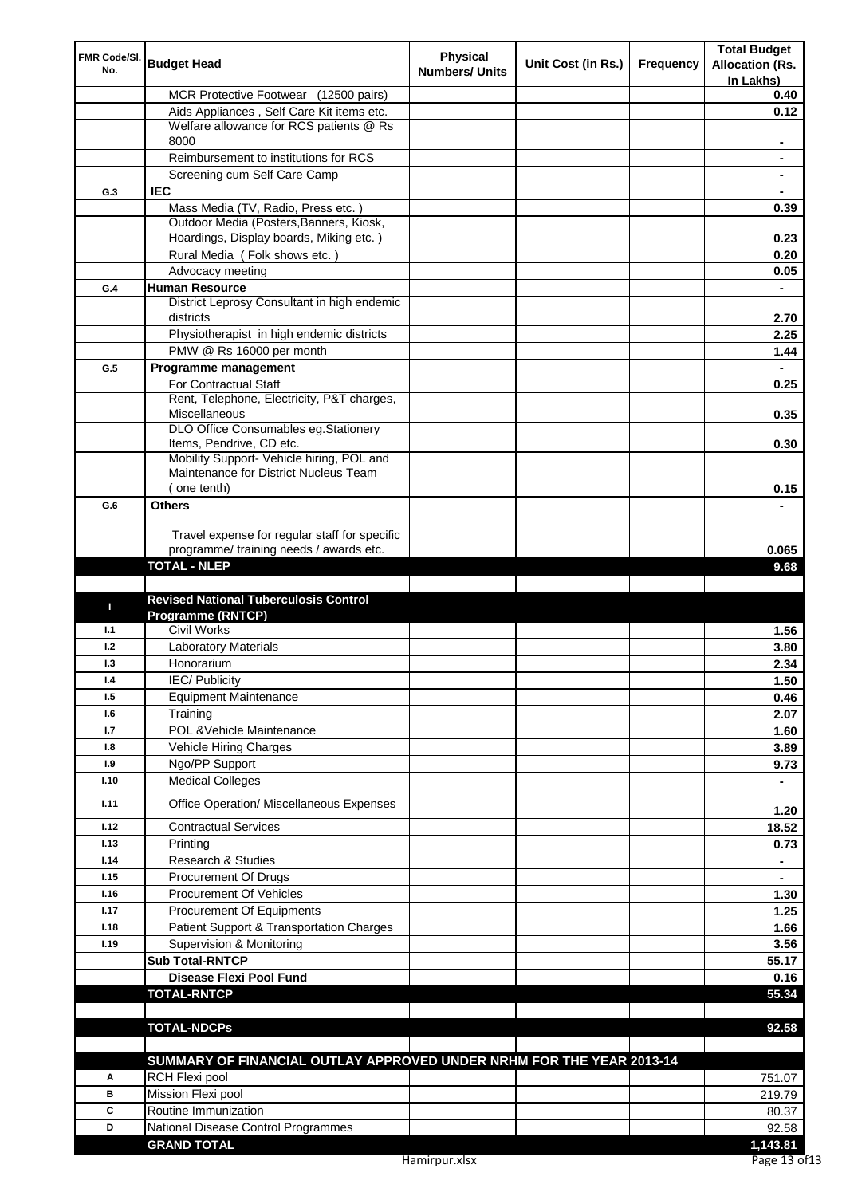| FMR Code/Sl. No. | Budget Head | Physical Numbers/ Units | Unit Cost (in Rs.) | Frequency | Total Budget Allocation (Rs. In Lakhs) |
|---|---|---|---|---|---|
| | MCR Protective Footwear (12500 pairs) | | | | 0.40 |
| | Aids Appliances , Self Care Kit items etc. | | | | 0.12 |
| | Welfare allowance for RCS patients @ Rs 8000 | | | | - |
| | Reimbursement to institutions for RCS | | | | - |
| | Screening cum Self Care Camp | | | | - |
| G.3 | **IEC** | | | | - |
| | Mass Media (TV, Radio, Press etc. ) | | | | 0.39 |
| | Outdoor Media (Posters,Banners, Kiosk, Hoardings, Display boards, Miking etc. ) | | | | 0.23 |
| | Rural Media ( Folk shows etc. ) | | | | 0.20 |
| | Advocacy meeting | | | | 0.05 |
| G.4 | **Human Resource** | | | | - |
| | District Leprosy Consultant in high endemic districts | | | | 2.70 |
| | Physiotherapist in high endemic districts | | | | 2.25 |
| | PMW @ Rs 16000 per month | | | | 1.44 |
| G.5 | **Programme management** | | | | - |
| | For Contractual Staff | | | | 0.25 |
| | Rent, Telephone, Electricity, P&T charges, Miscellaneous | | | | 0.35 |
| | DLO Office Consumables eg.Stationery Items, Pendrive, CD etc. | | | | 0.30 |
| | Mobility Support- Vehicle hiring, POL and Maintenance for District Nucleus Team ( one tenth) | | | | 0.15 |
| G.6 | **Others** | | | | - |
| | Travel expense for regular staff for specific programme/ training needs / awards etc. | | | | 0.065 |
| | **TOTAL - NLEP** | | | | **9.68** |
| | | | | | |
| I | **Revised National Tuberculosis Control Programme (RNTCP)** | | | | |
| I.1 | Civil Works | | | | 1.56 |
| I.2 | Laboratory Materials | | | | 3.80 |
| I.3 | Honorarium | | | | 2.34 |
| I.4 | IEC/ Publicity | | | | 1.50 |
| I.5 | Equipment Maintenance | | | | 0.46 |
| I.6 | Training | | | | 2.07 |
| I.7 | POL &Vehicle Maintenance | | | | 1.60 |
| I.8 | Vehicle Hiring Charges | | | | 3.89 |
| I.9 | Ngo/PP Support | | | | 9.73 |
| I.10 | Medical Colleges | | | | - |
| I.11 | Office Operation/ Miscellaneous Expenses | | | | 1.20 |
| I.12 | Contractual Services | | | | 18.52 |
| I.13 | Printing | | | | 0.73 |
| I.14 | Research & Studies | | | | - |
| I.15 | Procurement Of Drugs | | | | - |
| I.16 | Procurement Of Vehicles | | | | 1.30 |
| I.17 | Procurement Of Equipments | | | | 1.25 |
| I.18 | Patient Support & Transportation Charges | | | | 1.66 |
| I.19 | Supervision & Monitoring | | | | 3.56 |
| | **Sub Total-RNTCP** | | | | **55.17** |
| | **Disease Flexi Pool Fund** | | | | **0.16** |
| | **TOTAL-RNTCP** | | | | **55.34** |
| | | | | | |
| | **TOTAL-NDCPs** | | | | **92.58** |
| | | | | | |
| | **SUMMARY OF FINANCIAL OUTLAY APPROVED UNDER NRHM FOR THE YEAR 2013-14** | | | | |
| A | RCH Flexi pool | | | | 751.07 |
| B | Mission Flexi pool | | | | 219.79 |
| C | Routine Immunization | | | | 80.37 |
| D | National Disease Control Programmes | | | | 92.58 |
| | **GRAND TOTAL** | | | | **1,143.81** |